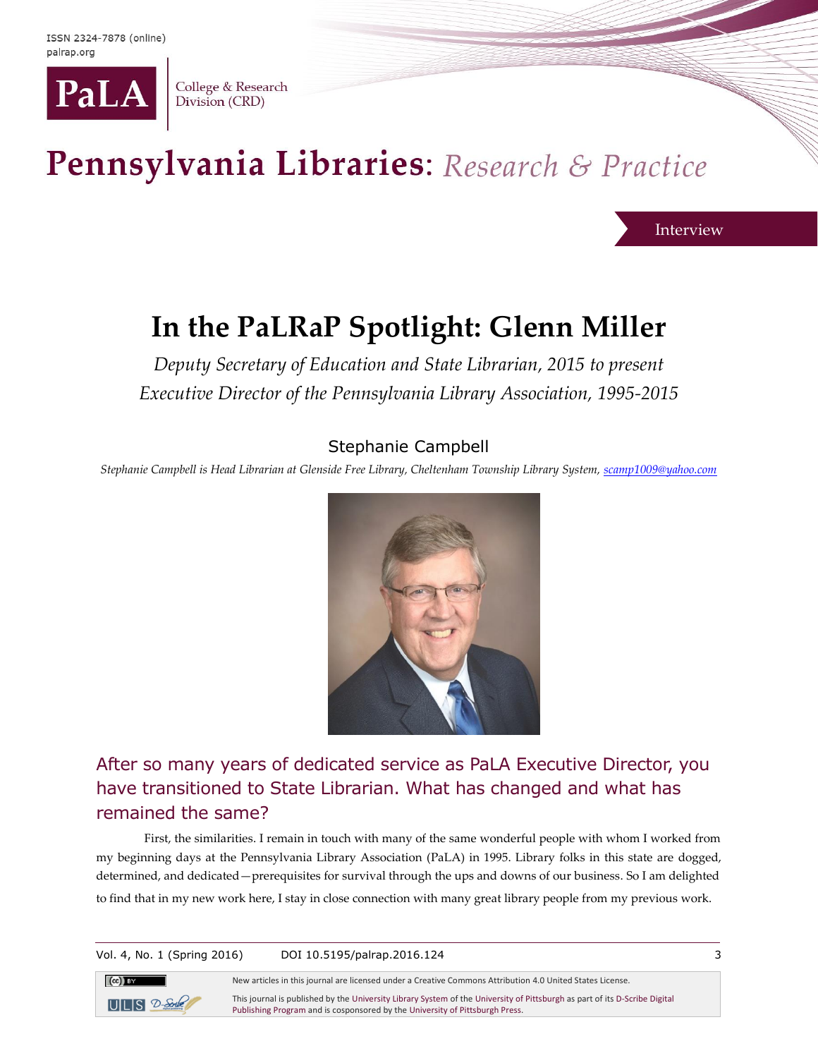ISSN 2324-7878 (online)
palrap.org

PaLA | College & Research Division (CRD)

# Pennsylvania Libraries: *Research & Practice*

Interview

## In the PaLRaP Spotlight: Glenn Miller

*Deputy Secretary of Education and State Librarian, 2015 to present*
*Executive Director of the Pennsylvania Library Association, 1995-2015*

Stephanie Campbell

*Stephanie Campbell is Head Librarian at Glenside Free Library, Cheltenham Township Library System, scamp1009@yahoo.com*

### After so many years of dedicated service as PaLA Executive Director, you have transitioned to State Librarian. What has changed and what has remained the same?

First, the similarities. I remain in touch with many of the same wonderful people with whom I worked from my beginning days at the Pennsylvania Library Association (PaLA) in 1995. Library folks in this state are dogged, determined, and dedicated—prerequisites for survival through the ups and downs of our business. So I am delighted to find that in my new work here, I stay in close connection with many great library people from my previous work.

Vol. 4, No. 1 (Spring 2016) DOI 10.5195/palrap.2016.124

New articles in this journal are licensed under a Creative Commons Attribution 4.0 United States License.

This journal is published by the University Library System of the University of Pittsburgh as part of its D-Scribe Digital Publishing Program and is cosponsored by the University of Pittsburgh Press.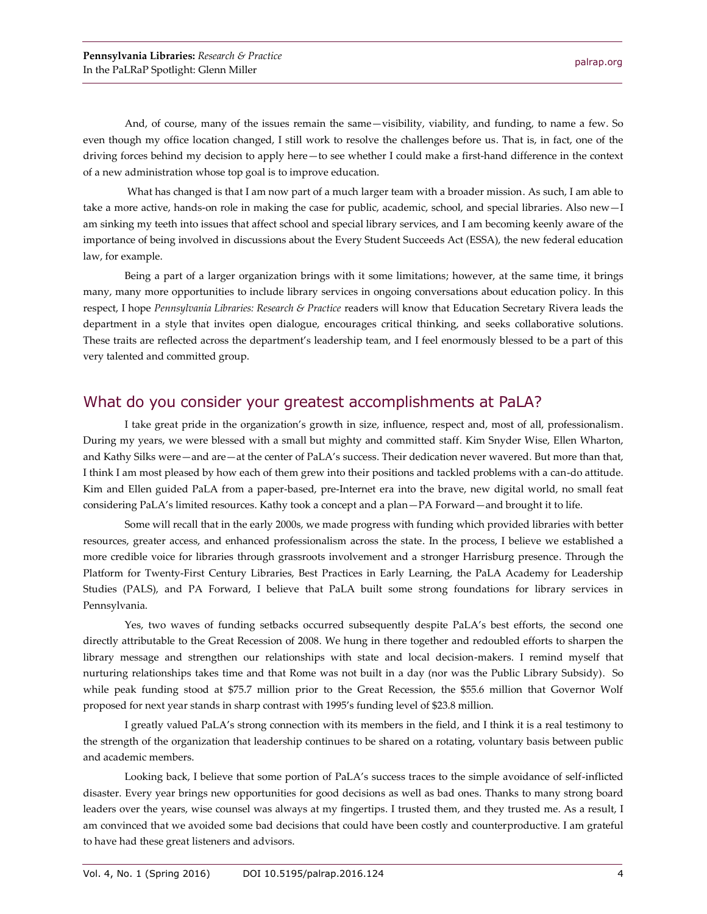And, of course, many of the issues remain the same—visibility, viability, and funding, to name a few. So even though my office location changed, I still work to resolve the challenges before us. That is, in fact, one of the driving forces behind my decision to apply here—to see whether I could make a first-hand difference in the context of a new administration whose top goal is to improve education.

What has changed is that I am now part of a much larger team with a broader mission. As such, I am able to take a more active, hands-on role in making the case for public, academic, school, and special libraries. Also new—I am sinking my teeth into issues that affect school and special library services, and I am becoming keenly aware of the importance of being involved in discussions about the Every Student Succeeds Act (ESSA), the new federal education law, for example.

Being a part of a larger organization brings with it some limitations; however, at the same time, it brings many, many more opportunities to include library services in ongoing conversations about education policy. In this respect, I hope *Pennsylvania Libraries: Research & Practice* readers will know that Education Secretary Rivera leads the department in a style that invites open dialogue, encourages critical thinking, and seeks collaborative solutions. These traits are reflected across the department's leadership team, and I feel enormously blessed to be a part of this very talented and committed group.

## What do you consider your greatest accomplishments at PaLA?

I take great pride in the organization's growth in size, influence, respect and, most of all, professionalism. During my years, we were blessed with a small but mighty and committed staff. Kim Snyder Wise, Ellen Wharton, and Kathy Silks were—and are—at the center of PaLA's success. Their dedication never wavered. But more than that, I think I am most pleased by how each of them grew into their positions and tackled problems with a can-do attitude. Kim and Ellen guided PaLA from a paper-based, pre-Internet era into the brave, new digital world, no small feat considering PaLA's limited resources. Kathy took a concept and a plan—PA Forward—and brought it to life.

Some will recall that in the early 2000s, we made progress with funding which provided libraries with better resources, greater access, and enhanced professionalism across the state. In the process, I believe we established a more credible voice for libraries through grassroots involvement and a stronger Harrisburg presence. Through the Platform for Twenty-First Century Libraries, Best Practices in Early Learning, the PaLA Academy for Leadership Studies (PALS), and PA Forward, I believe that PaLA built some strong foundations for library services in Pennsylvania.

Yes, two waves of funding setbacks occurred subsequently despite PaLA's best efforts, the second one directly attributable to the Great Recession of 2008. We hung in there together and redoubled efforts to sharpen the library message and strengthen our relationships with state and local decision-makers. I remind myself that nurturing relationships takes time and that Rome was not built in a day (nor was the Public Library Subsidy). So while peak funding stood at $75.7 million prior to the Great Recession, the $55.6 million that Governor Wolf proposed for next year stands in sharp contrast with 1995's funding level of $23.8 million.

I greatly valued PaLA's strong connection with its members in the field, and I think it is a real testimony to the strength of the organization that leadership continues to be shared on a rotating, voluntary basis between public and academic members.

Looking back, I believe that some portion of PaLA's success traces to the simple avoidance of self-inflicted disaster. Every year brings new opportunities for good decisions as well as bad ones. Thanks to many strong board leaders over the years, wise counsel was always at my fingertips. I trusted them, and they trusted me. As a result, I am convinced that we avoided some bad decisions that could have been costly and counterproductive. I am grateful to have had these great listeners and advisors.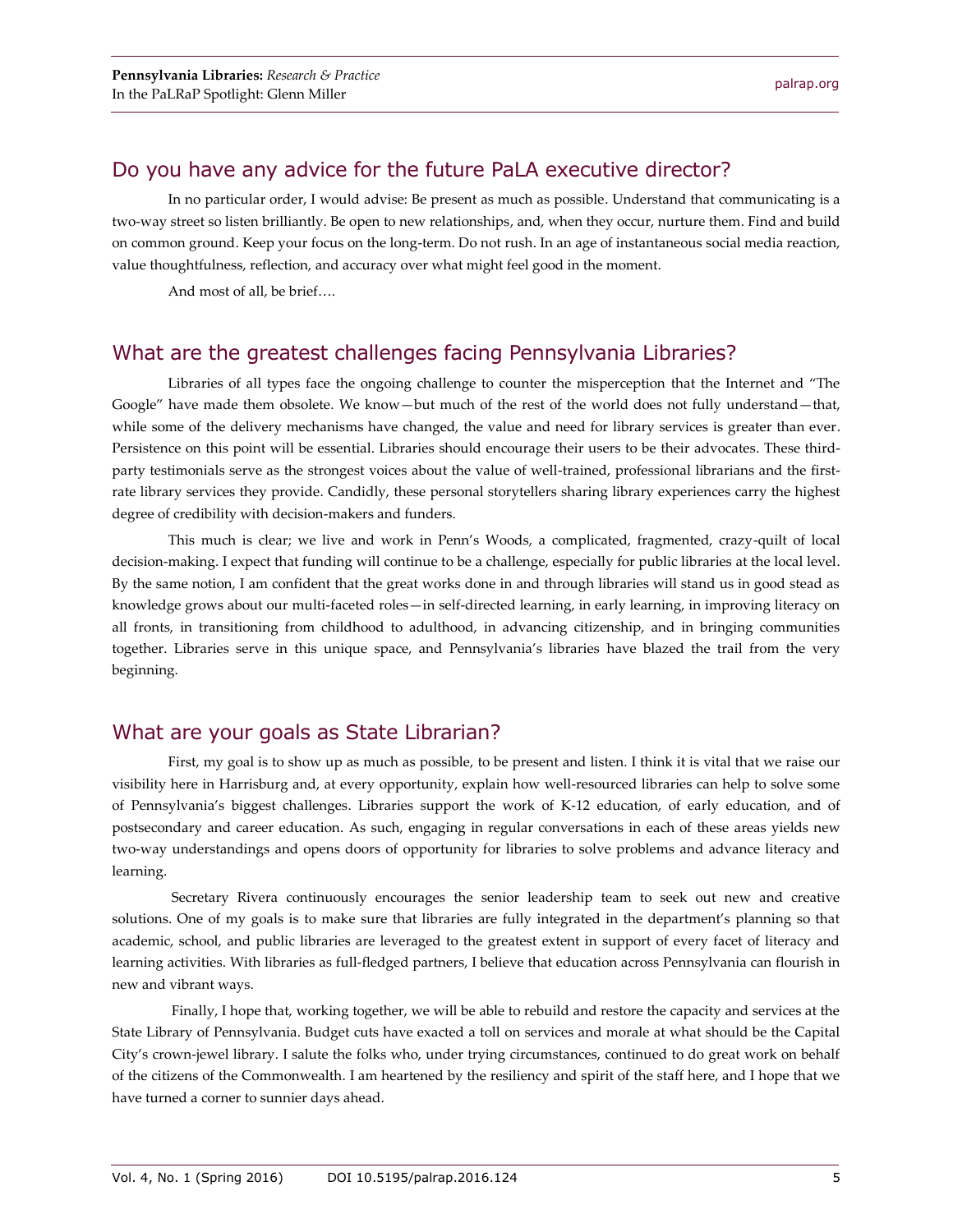## Do you have any advice for the future PaLA executive director?

In no particular order, I would advise: Be present as much as possible. Understand that communicating is a two-way street so listen brilliantly. Be open to new relationships, and, when they occur, nurture them. Find and build on common ground. Keep your focus on the long-term. Do not rush. In an age of instantaneous social media reaction, value thoughtfulness, reflection, and accuracy over what might feel good in the moment.

And most of all, be brief….

## What are the greatest challenges facing Pennsylvania Libraries?

Libraries of all types face the ongoing challenge to counter the misperception that the Internet and "The Google" have made them obsolete. We know—but much of the rest of the world does not fully understand—that, while some of the delivery mechanisms have changed, the value and need for library services is greater than ever. Persistence on this point will be essential. Libraries should encourage their users to be their advocates. These third-party testimonials serve as the strongest voices about the value of well-trained, professional librarians and the first-rate library services they provide. Candidly, these personal storytellers sharing library experiences carry the highest degree of credibility with decision-makers and funders.

This much is clear; we live and work in Penn's Woods, a complicated, fragmented, crazy-quilt of local decision-making. I expect that funding will continue to be a challenge, especially for public libraries at the local level. By the same notion, I am confident that the great works done in and through libraries will stand us in good stead as knowledge grows about our multi-faceted roles—in self-directed learning, in early learning, in improving literacy on all fronts, in transitioning from childhood to adulthood, in advancing citizenship, and in bringing communities together. Libraries serve in this unique space, and Pennsylvania's libraries have blazed the trail from the very beginning.

## What are your goals as State Librarian?

First, my goal is to show up as much as possible, to be present and listen. I think it is vital that we raise our visibility here in Harrisburg and, at every opportunity, explain how well-resourced libraries can help to solve some of Pennsylvania's biggest challenges. Libraries support the work of K-12 education, of early education, and of postsecondary and career education. As such, engaging in regular conversations in each of these areas yields new two-way understandings and opens doors of opportunity for libraries to solve problems and advance literacy and learning.

Secretary Rivera continuously encourages the senior leadership team to seek out new and creative solutions. One of my goals is to make sure that libraries are fully integrated in the department's planning so that academic, school, and public libraries are leveraged to the greatest extent in support of every facet of literacy and learning activities. With libraries as full-fledged partners, I believe that education across Pennsylvania can flourish in new and vibrant ways.

Finally, I hope that, working together, we will be able to rebuild and restore the capacity and services at the State Library of Pennsylvania. Budget cuts have exacted a toll on services and morale at what should be the Capital City's crown-jewel library. I salute the folks who, under trying circumstances, continued to do great work on behalf of the citizens of the Commonwealth. I am heartened by the resiliency and spirit of the staff here, and I hope that we have turned a corner to sunnier days ahead.